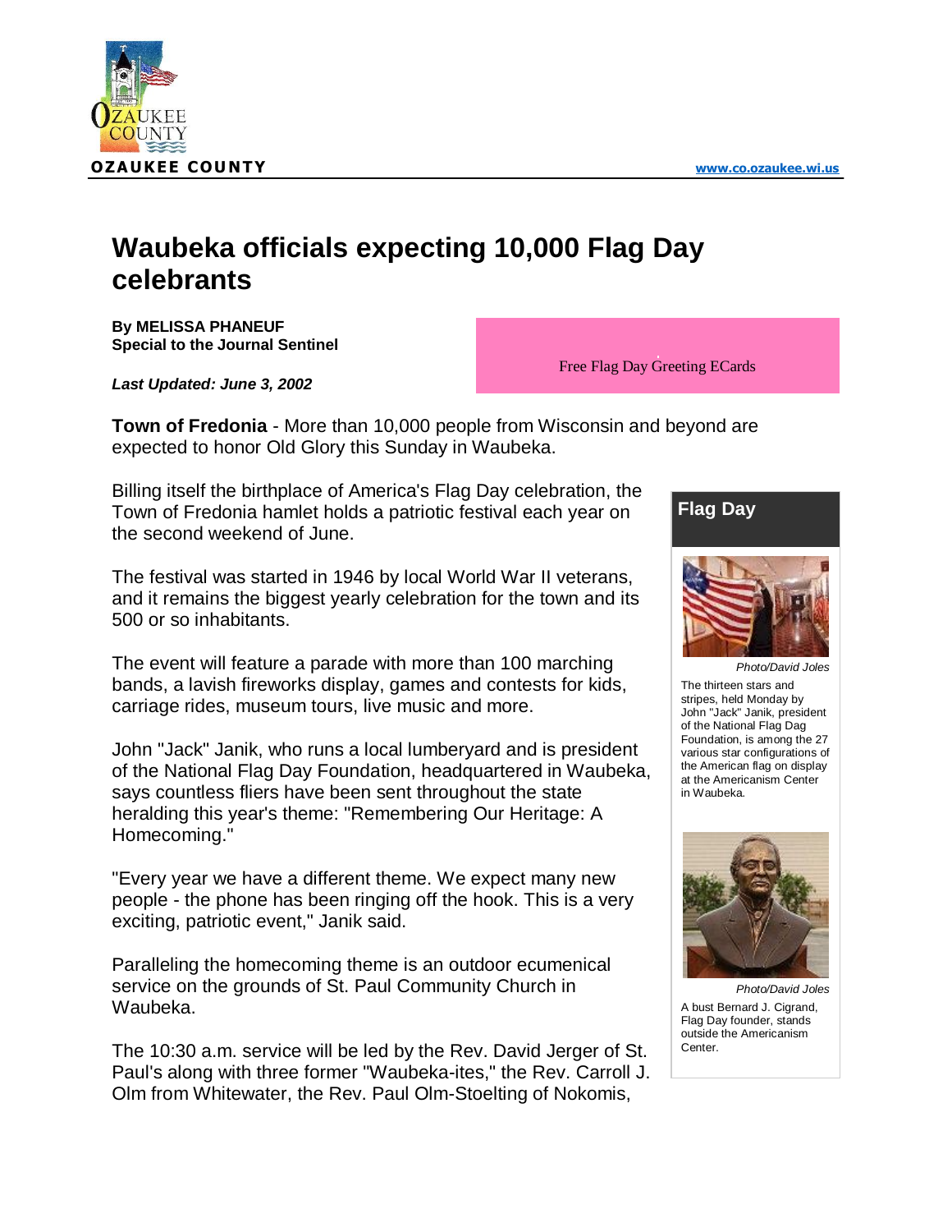# Waubeka officials expecting 10,000 Flag Day celebrants

**By MELISSA PHANEUF**
**Special to the Journal Sentinel**

***Last Updated: June 3, 2002***

Free Flag Day Greeting ECards

**Town of Fredonia** - More than 10,000 people from Wisconsin and beyond are expected to honor Old Glory this Sunday in Waubeka.

Billing itself the birthplace of America's Flag Day celebration, the Town of Fredonia hamlet holds a patriotic festival each year on the second weekend of June.

The festival was started in 1946 by local World War II veterans, and it remains the biggest yearly celebration for the town and its 500 or so inhabitants.

The event will feature a parade with more than 100 marching bands, a lavish fireworks display, games and contests for kids, carriage rides, museum tours, live music and more.

John "Jack" Janik, who runs a local lumberyard and is president of the National Flag Day Foundation, headquartered in Waubeka, says countless fliers have been sent throughout the state heralding this year's theme: "Remembering Our Heritage: A Homecoming."

"Every year we have a different theme. We expect many new people - the phone has been ringing off the hook. This is a very exciting, patriotic event," Janik said.

Paralleling the homecoming theme is an outdoor ecumenical service on the grounds of St. Paul Community Church in Waubeka.

The 10:30 a.m. service will be led by the Rev. David Jerger of St. Paul's along with three former "Waubeka-ites," the Rev. Carroll J. Olm from Whitewater, the Rev. Paul Olm-Stoelting of Nokomis,

**Flag Day**

*Photo/David Joles*

The thirteen stars and stripes, held Monday by John "Jack" Janik, president of the National Flag Dag Foundation, is among the 27 various star configurations of the American flag on display at the Americanism Center in Waubeka.

*Photo/David Joles*

A bust Bernard J. Cigrand, Flag Day founder, stands outside the Americanism Center.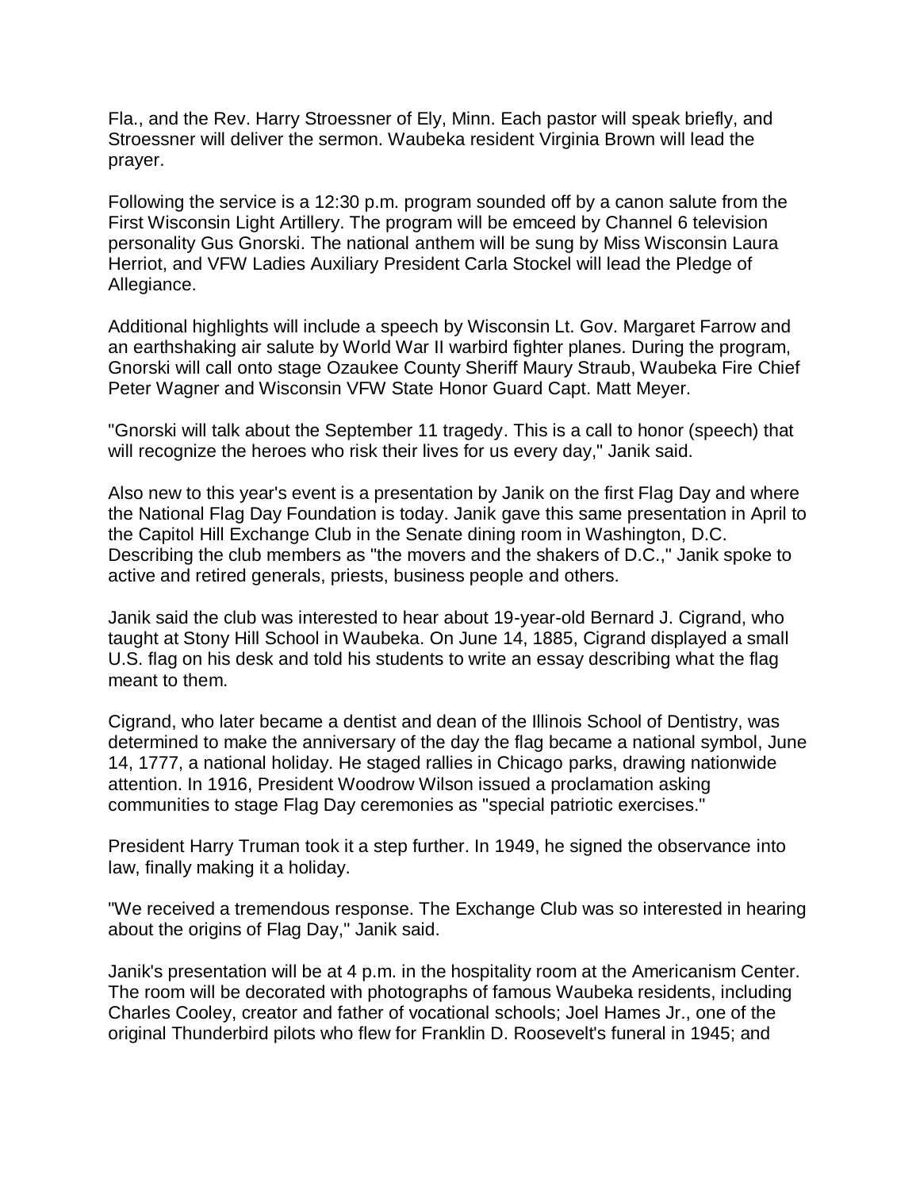Fla., and the Rev. Harry Stroessner of Ely, Minn. Each pastor will speak briefly, and Stroessner will deliver the sermon. Waubeka resident Virginia Brown will lead the prayer.

Following the service is a 12:30 p.m. program sounded off by a canon salute from the First Wisconsin Light Artillery. The program will be emceed by Channel 6 television personality Gus Gnorski. The national anthem will be sung by Miss Wisconsin Laura Herriot, and VFW Ladies Auxiliary President Carla Stockel will lead the Pledge of Allegiance.

Additional highlights will include a speech by Wisconsin Lt. Gov. Margaret Farrow and an earthshaking air salute by World War II warbird fighter planes. During the program, Gnorski will call onto stage Ozaukee County Sheriff Maury Straub, Waubeka Fire Chief Peter Wagner and Wisconsin VFW State Honor Guard Capt. Matt Meyer.

"Gnorski will talk about the September 11 tragedy. This is a call to honor (speech) that will recognize the heroes who risk their lives for us every day," Janik said.

Also new to this year's event is a presentation by Janik on the first Flag Day and where the National Flag Day Foundation is today. Janik gave this same presentation in April to the Capitol Hill Exchange Club in the Senate dining room in Washington, D.C. Describing the club members as "the movers and the shakers of D.C.," Janik spoke to active and retired generals, priests, business people and others.

Janik said the club was interested to hear about 19-year-old Bernard J. Cigrand, who taught at Stony Hill School in Waubeka. On June 14, 1885, Cigrand displayed a small U.S. flag on his desk and told his students to write an essay describing what the flag meant to them.

Cigrand, who later became a dentist and dean of the Illinois School of Dentistry, was determined to make the anniversary of the day the flag became a national symbol, June 14, 1777, a national holiday. He staged rallies in Chicago parks, drawing nationwide attention. In 1916, President Woodrow Wilson issued a proclamation asking communities to stage Flag Day ceremonies as "special patriotic exercises."

President Harry Truman took it a step further. In 1949, he signed the observance into law, finally making it a holiday.

"We received a tremendous response. The Exchange Club was so interested in hearing about the origins of Flag Day," Janik said.

Janik's presentation will be at 4 p.m. in the hospitality room at the Americanism Center. The room will be decorated with photographs of famous Waubeka residents, including Charles Cooley, creator and father of vocational schools; Joel Hames Jr., one of the original Thunderbird pilots who flew for Franklin D. Roosevelt's funeral in 1945; and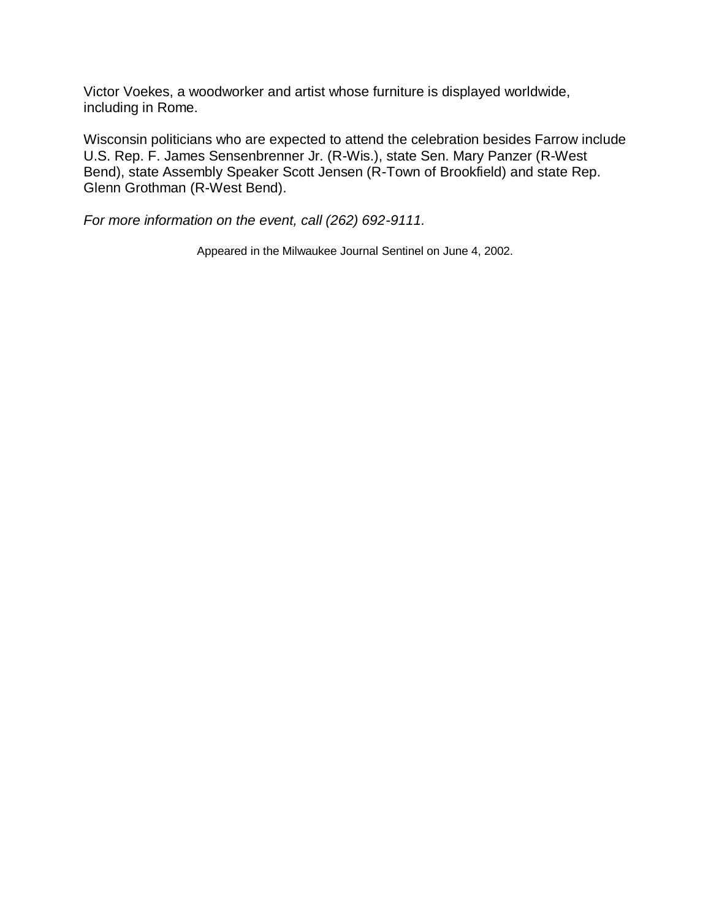Victor Voekes, a woodworker and artist whose furniture is displayed worldwide, including in Rome.

Wisconsin politicians who are expected to attend the celebration besides Farrow include U.S. Rep. F. James Sensenbrenner Jr. (R-Wis.), state Sen. Mary Panzer (R-West Bend), state Assembly Speaker Scott Jensen (R-Town of Brookfield) and state Rep. Glenn Grothman (R-West Bend).

*For more information on the event, call (262) 692-9111.*

Appeared in the Milwaukee Journal Sentinel on June 4, 2002.